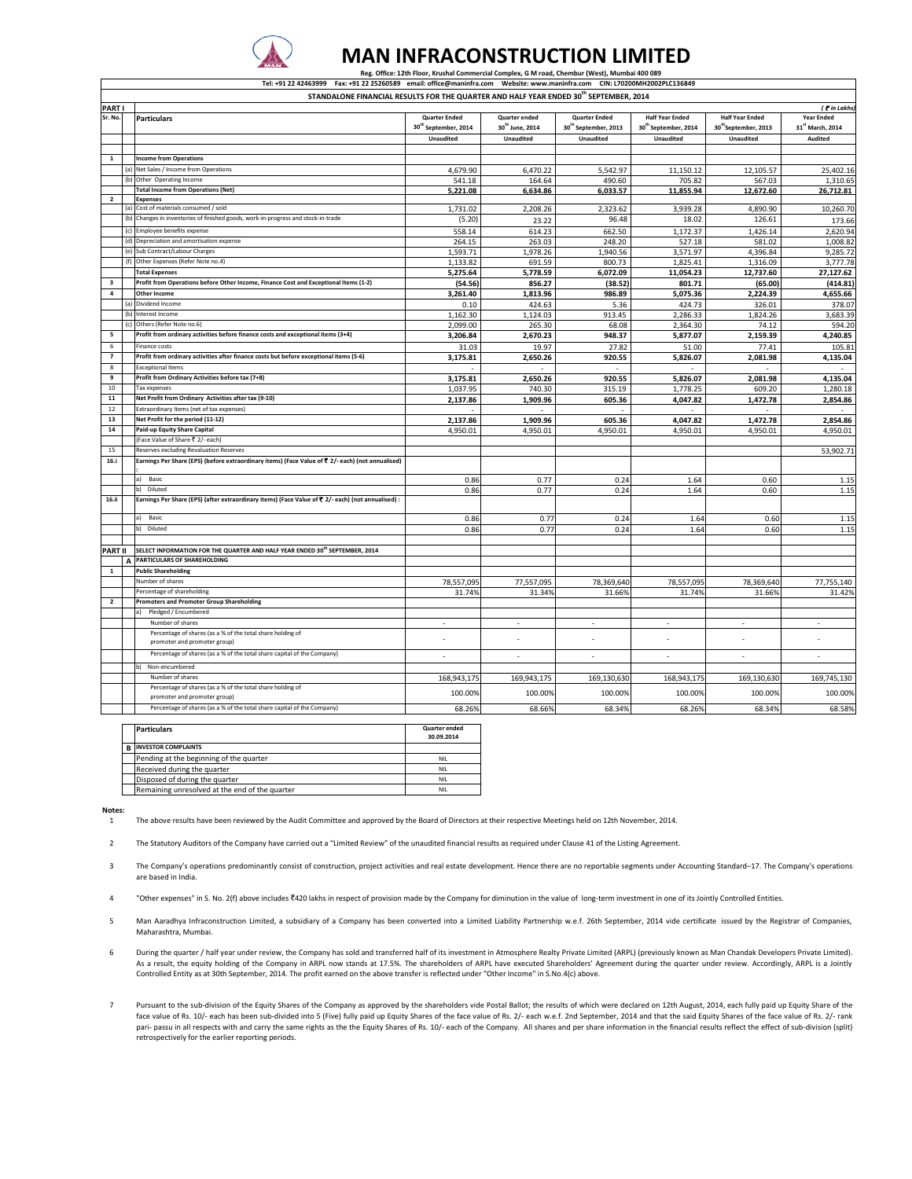# MAN INFRACONSTRUCTION LIMITED

**Reg. Office: 12th Floor, Krushal Commercial Complex, G M road, Chembur (West), Mumbai 400 089**

**Tel: +91 22 42463999 Fax: +91 22 25260589 email: office@maninfra.com Website: www.maninfra.com CIN: L70200MH2002PLC136849**

**STANDALONE FINANCIAL RESULTS FOR THE QUARTER AND HALF YEAR ENDED 30th SEPTEMBER, 2014**

| PART I | | | | | | | ( ₹ in Lakhs) |
|---|---|---|---|---|---|---|---|
| Sr. No. | Particulars | Quarter Ended 30th September, 2014 | Quarter ended 30th June, 2014 | Quarter Ended 30th September, 2013 | Half Year Ended 30th September, 2014 | Half Year Ended 30th September, 2013 | Year Ended 31st March, 2014 |
| | | Unaudited | Unaudited | Unaudited | Unaudited | Unaudited | Audited |
| 1 | **Income from Operations** | | | | | | |
| | (a) Net Sales / Income from Operations | 4,679.90 | 6,470.22 | 5,542.97 | 11,150.12 | 12,105.57 | 25,402.16 |
| | (b) Other Operating Income | 541.18 | 164.64 | 490.60 | 705.82 | 567.03 | 1,310.65 |
| | **Total Income from Operations (Net)** | **5,221.08** | **6,634.86** | **6,033.57** | **11,855.94** | **12,672.60** | **26,712.81** |
| 2 | **Expenses** | | | | | | |
| | (a) Cost of materials consumed / sold | 1,731.02 | 2,208.26 | 2,323.62 | 3,939.28 | 4,890.90 | 10,260.70 |
| | (b) Changes in inventories of finished goods, work-in-progress and stock-in-trade | (5.20) | 23.22 | 96.48 | 18.02 | 126.61 | 173.66 |
| | (c) Employee benefits expense | 558.14 | 614.23 | 662.50 | 1,172.37 | 1,426.14 | 2,620.94 |
| | (d) Depreciation and amortisation expense | 264.15 | 263.03 | 248.20 | 527.18 | 581.02 | 1,008.82 |
| | (e) Sub Contract/Labour Charges | 1,593.71 | 1,978.26 | 1,940.56 | 3,571.97 | 4,396.84 | 9,285.72 |
| | (f) Other Expenses (Refer Note no.4) | 1,133.82 | 691.59 | 800.73 | 1,825.41 | 1,316.09 | 3,777.78 |
| | **Total Expenses** | **5,275.64** | **5,778.59** | **6,072.09** | **11,054.23** | **12,737.60** | **27,127.62** |
| 3 | **Profit from Operations before Other Income, Finance Cost and Exceptional Items (1-2)** | **(54.56)** | **856.27** | **(38.52)** | **801.71** | **(65.00)** | **(414.81)** |
| 4 | **Other Income** | **3,261.40** | **1,813.96** | **986.89** | **5,075.36** | **2,224.39** | **4,655.66** |
| | (a) Dividend Income | 0.10 | 424.63 | 5.36 | 424.73 | 326.01 | 378.07 |
| | (b) Interest Income | 1,162.30 | 1,124.03 | 913.45 | 2,286.33 | 1,824.26 | 3,683.39 |
| | (c) Others (Refer Note no.6) | 2,099.00 | 265.30 | 68.08 | 2,364.30 | 74.12 | 594.20 |
| 5 | **Profit from ordinary activities before finance costs and exceptional items (3+4)** | **3,206.84** | **2,670.23** | **948.37** | **5,877.07** | **2,159.39** | **4,240.85** |
| 6 | Finance costs | 31.03 | 19.97 | 27.82 | 51.00 | 77.41 | 105.81 |
| 7 | **Profit from ordinary activities after finance costs but before exceptional items (5-6)** | **3,175.81** | **2,650.26** | **920.55** | **5,826.07** | **2,081.98** | **4,135.04** |
| 8 | Exceptional Items | - | - | - | - | - | - |
| 9 | **Profit from Ordinary Activities before tax (7+8)** | **3,175.81** | **2,650.26** | **920.55** | **5,826.07** | **2,081.98** | **4,135.04** |
| 10 | Tax expenses | 1,037.95 | 740.30 | 315.19 | 1,778.25 | 609.20 | 1,280.18 |
| 11 | **Net Profit from Ordinary Activities after tax (9-10)** | **2,137.86** | **1,909.96** | **605.36** | **4,047.82** | **1,472.78** | **2,854.86** |
| 12 | Extraordinary Items (net of tax expenses) | - | - | - | - | - | - |
| 13 | **Net Profit for the period (11-12)** | **2,137.86** | **1,909.96** | **605.36** | **4,047.82** | **1,472.78** | **2,854.86** |
| 14 | **Paid-up Equity Share Capital** | 4,950.01 | 4,950.01 | 4,950.01 | 4,950.01 | 4,950.01 | 4,950.01 |
| | (Face Value of Share ₹ 2/- each) | | | | | | |
| 15 | Reserves excluding Revaluation Reserves | | | | | | 53,902.71 |
| 16.i | **Earnings Per Share (EPS) (before extraordinary items) (Face Value of ₹ 2/- each) (not annualised) :** | | | | | | |
| | a) Basic | 0.86 | 0.77 | 0.24 | 1.64 | 0.60 | 1.15 |
| | b) Diluted | 0.86 | 0.77 | 0.24 | 1.64 | 0.60 | 1.15 |
| 16.ii | **Earnings Per Share (EPS) (after extraordinary items) (Face Value of ₹ 2/- each) (not annualised) :** | | | | | | |
| | a) Basic | 0.86 | 0.77 | 0.24 | 1.64 | 0.60 | 1.15 |
| | b) Diluted | 0.86 | 0.77 | 0.24 | 1.64 | 0.60 | 1.15 |
| **PART II** | **SELECT INFORMATION FOR THE QUARTER AND HALF YEAR ENDED 30th SEPTEMBER, 2014** | | | | | | |
| A | **PARTICULARS OF SHAREHOLDING** | | | | | | |
| 1 | **Public Shareholding** | | | | | | |
| | Number of shares | 78,557,095 | 77,557,095 | 78,369,640 | 78,557,095 | 78,369,640 | 77,755,140 |
| | Percentage of shareholding | 31.74% | 31.34% | 31.66% | 31.74% | 31.66% | 31.42% |
| 2 | **Promoters and Promoter Group Shareholding** | | | | | | |
| | a) Pledged / Encumbered | | | | | | |
| | Number of shares | - | - | - | - | - | - |
| | Percentage of shares (as a % of the total share holding of promoter and promoter group) | - | - | - | - | - | - |
| | Percentage of shares (as a % of the total share capital of the Company) | - | - | - | - | - | - |
| | b) Non-encumbered | | | | | | |
| | Number of shares | 168,943,175 | 169,943,175 | 169,130,630 | 168,943,175 | 169,130,630 | 169,745,130 |
| | Percentage of shares (as a % of the total share holding of promoter and promoter group) | 100.00% | 100.00% | 100.00% | 100.00% | 100.00% | 100.00% |
| | Percentage of shares (as a % of the total share capital of the Company) | 68.26% | 68.66% | 68.34% | 68.26% | 68.34% | 68.58% |

| | Particulars | Quarter ended 30.09.2014 |
|---|---|---|
| B | **INVESTOR COMPLAINTS** | |
| | Pending at the beginning of the quarter | NIL |
| | Received during the quarter | NIL |
| | Disposed of during the quarter | NIL |
| | Remaining unresolved at the end of the quarter | NIL |

**Notes:**

1. The above results have been reviewed by the Audit Committee and approved by the Board of Directors at their respective Meetings held on 12th November, 2014.

2. The Statutory Auditors of the Company have carried out a "Limited Review" of the unaudited financial results as required under Clause 41 of the Listing Agreement.

3. The Company's operations predominantly consist of construction, project activities and real estate development. Hence there are no reportable segments under Accounting Standard–17. The Company's operations are based in India.

4. "Other expenses" in S. No. 2(f) above includes ₹420 lakhs in respect of provision made by the Company for diminution in the value of long-term investment in one of its Jointly Controlled Entities.

5. Man Aaradhya Infraconstruction Limited, a subsidiary of a Company has been converted into a Limited Liability Partnership w.e.f. 26th September, 2014 vide certificate issued by the Registrar of Companies, Maharashtra, Mumbai.

6. During the quarter / half year under review, the Company has sold and transferred half of its investment in Atmosphere Realty Private Limited (ARPL) (previously known as Man Chandak Developers Private Limited). As a result, the equity holding of the Company in ARPL now stands at 17.5%. The shareholders of ARPL have executed Shareholders' Agreement during the quarter under review. Accordingly, ARPL is a Jointly Controlled Entity as at 30th September, 2014. The profit earned on the above transfer is reflected under "Other Income" in S.No.4(c) above.

7. Pursuant to the sub-division of the Equity Shares of the Company as approved by the shareholders vide Postal Ballot; the results of which were declared on 12th August, 2014, each fully paid up Equity Share of the face value of Rs. 10/- each has been sub-divided into 5 (Five) fully paid up Equity Shares of the face value of Rs. 2/- each w.e.f. 2nd September, 2014 and that the said Equity Shares of the face value of Rs. 2/- rank pari- passu in all respects with and carry the same rights as the the Equity Shares of Rs. 10/- each of the Company. All shares and per share information in the financial results reflect the effect of sub-division (split) retrospectively for the earlier reporting periods.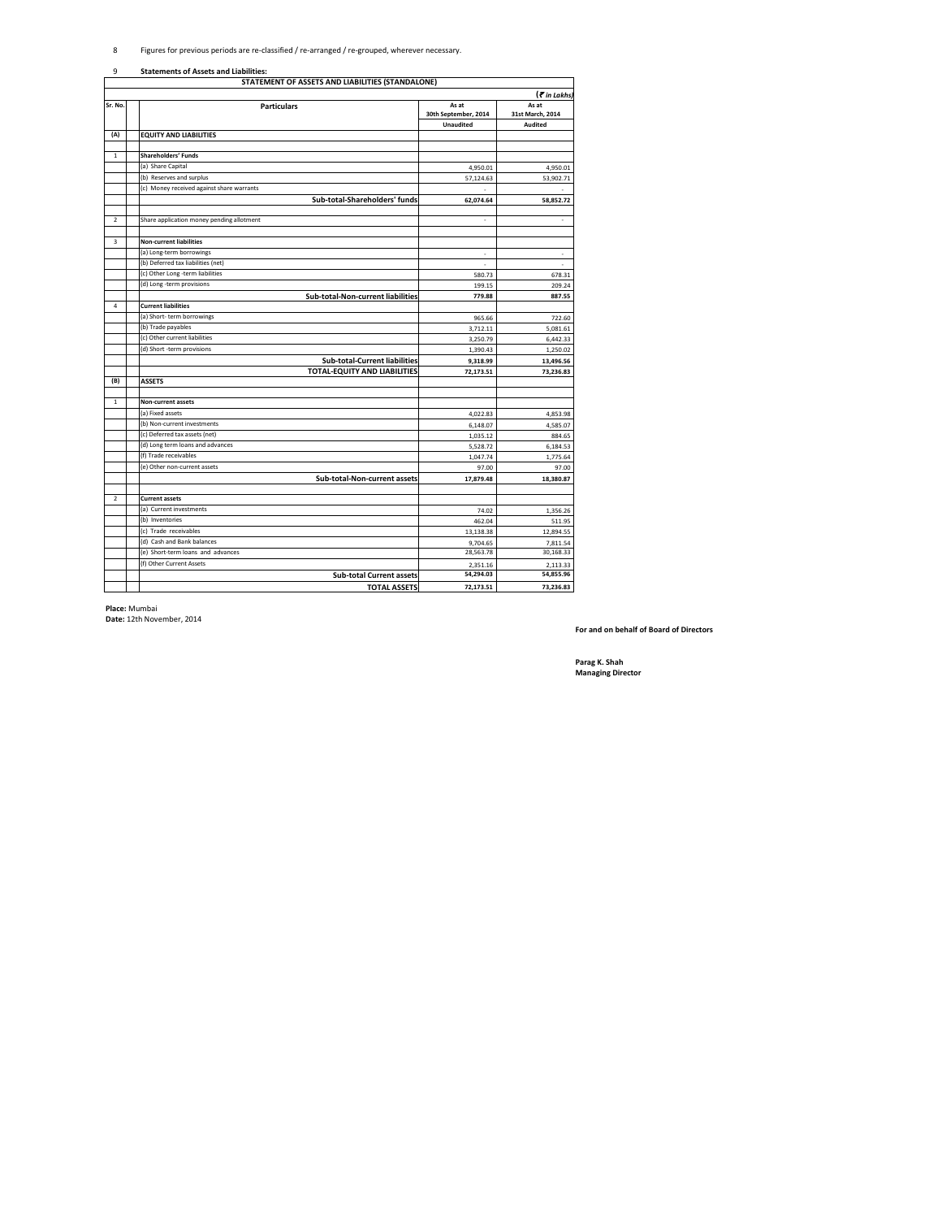8 Figures for previous periods are re-classified / re-arranged / re-grouped, wherever necessary.

9 **Statements of Assets and Liabilities:**

| STATEMENT OF ASSETS AND LIABILITIES (STANDALONE) | | | | |
|---|---|---|---|---|
| | | | | (₹ *in Lakhs*) |
| **Sr. No.** | | **Particulars** | **As at 30th September, 2014** | **As at 31st March, 2014** |
| | | | **Unaudited** | **Audited** |
| **(A)** | | **EQUITY AND LIABILITIES** | | |
| 1 | | **Shareholders' Funds** | | |
| | | (a) Share Capital | 4,950.01 | 4,950.01 |
| | | (b) Reserves and surplus | 57,124.63 | 53,902.71 |
| | | (c) Money received against share warrants | - | - |
| | | **Sub-total-Shareholders' funds** | **62,074.64** | **58,852.72** |
| 2 | | Share application money pending allotment | - | - |
| 3 | | **Non-current liabilities** | | |
| | | (a) Long-term borrowings | - | - |
| | | (b) Deferred tax liabilities (net) | - | - |
| | | (c) Other Long -term liabilities | 580.73 | 678.31 |
| | | (d) Long -term provisions | 199.15 | 209.24 |
| | | **Sub-total-Non-current liabilities** | **779.88** | **887.55** |
| 4 | | **Current liabilities** | | |
| | | (a) Short- term borrowings | 965.66 | 722.60 |
| | | (b) Trade payables | 3,712.11 | 5,081.61 |
| | | (c) Other current liabilities | 3,250.79 | 6,442.33 |
| | | (d) Short -term provisions | 1,390.43 | 1,250.02 |
| | | **Sub-total-Current liabilities** | **9,318.99** | **13,496.56** |
| | | **TOTAL-EQUITY AND LIABILITIES** | **72,173.51** | **73,236.83** |
| **(B)** | | **ASSETS** | | |
| 1 | | **Non-current assets** | | |
| | | (a) Fixed assets | 4,022.83 | 4,853.98 |
| | | (b) Non-current investments | 6,148.07 | 4,585.07 |
| | | (c) Deferred tax assets (net) | 1,035.12 | 884.65 |
| | | (d) Long term loans and advances | 5,528.72 | 6,184.53 |
| | | (f) Trade receivables | 1,047.74 | 1,775.64 |
| | | (e) Other non-current assets | 97.00 | 97.00 |
| | | **Sub-total-Non-current assets** | **17,879.48** | **18,380.87** |
| 2 | | **Current assets** | | |
| | | (a) Current investments | 74.02 | 1,356.26 |
| | | (b) Inventories | 462.04 | 511.95 |
| | | (c) Trade receivables | 13,138.38 | 12,894.55 |
| | | (d) Cash and Bank balances | 9,704.65 | 7,811.54 |
| | | (e) Short-term loans and advances | 28,563.78 | 30,168.33 |
| | | (f) Other Current Assets | 2,351.16 | 2,113.33 |
| | | **Sub-total Current assets** | **54,294.03** | **54,855.96** |
| | | **TOTAL ASSETS** | **72,173.51** | **73,236.83** |

**Place:** Mumbai
**Date:** 12th November, 2014

**For and on behalf of Board of Directors**

**Parag K. Shah**
**Managing Director**